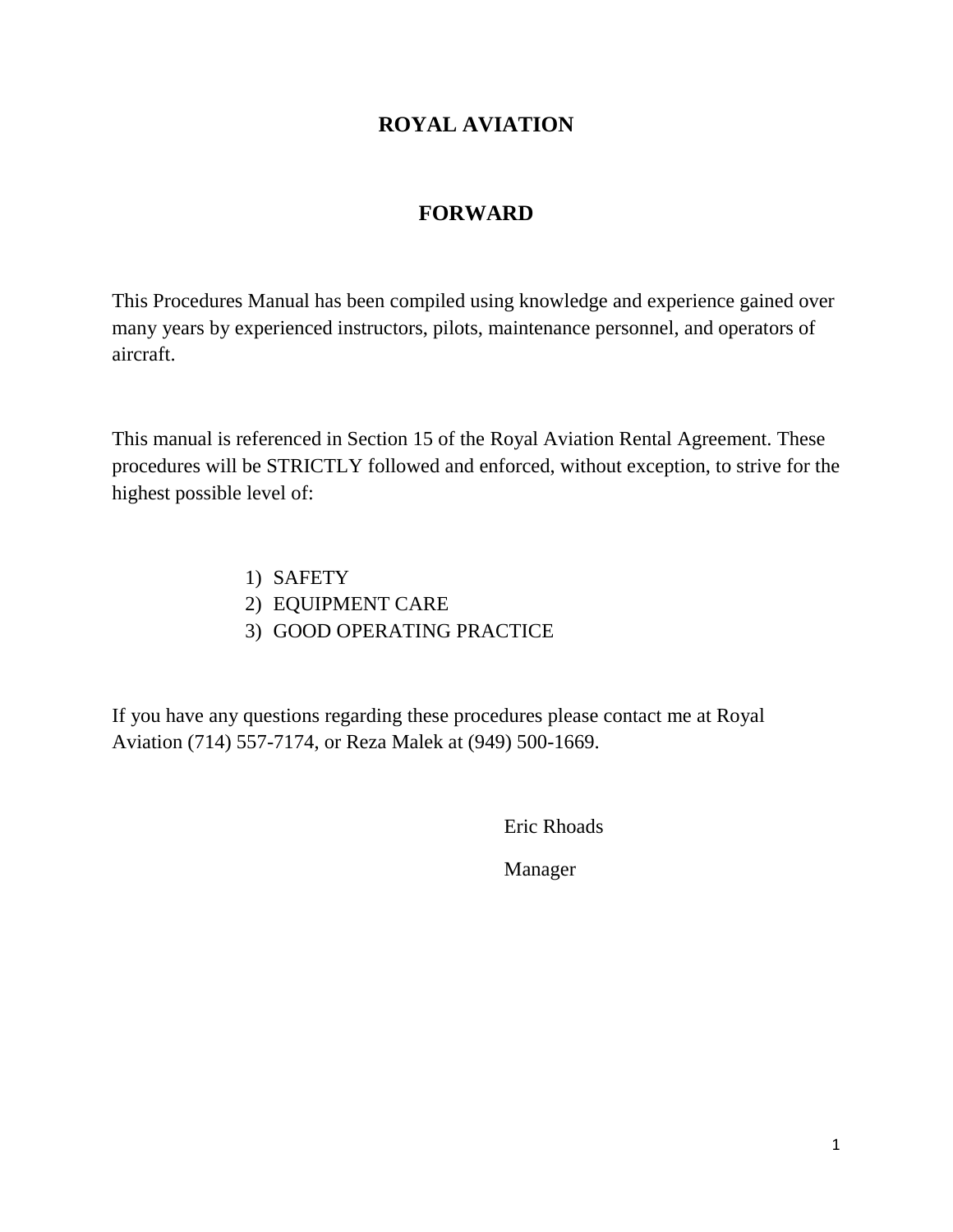# ROYAL AVIATION

## FORWARD

This Procedures Manual has been compiled using knowledge and experience gained over many years by experienced instructors, pilots, maintenance personnel, and operators of aircraft.

This manual is referenced in Section 15 of the Royal Aviation Rental Agreement. These procedures will be STRICTLY followed and enforced, without exception, to strive for the highest possible level of:

1) SAFETY
2) EQUIPMENT CARE
3) GOOD OPERATING PRACTICE

If you have any questions regarding these procedures please contact me at Royal Aviation (714) 557-7174, or Reza Malek at (949) 500-1669.

Eric Rhoads

Manager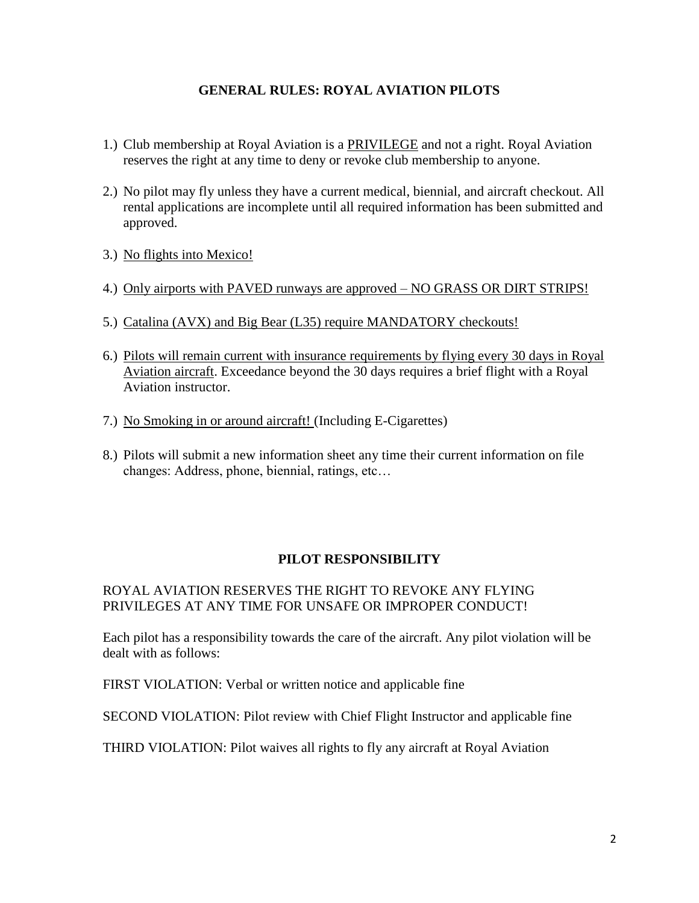## GENERAL RULES: ROYAL AVIATION PILOTS

1.) Club membership at Royal Aviation is a <u>PRIVILEGE</u> and not a right. Royal Aviation reserves the right at any time to deny or revoke club membership to anyone.

2.) No pilot may fly unless they have a current medical, biennial, and aircraft checkout. All rental applications are incomplete until all required information has been submitted and approved.

3.) <u>No flights into Mexico!</u>

4.) <u>Only airports with PAVED runways are approved – NO GRASS OR DIRT STRIPS!</u>

5.) <u>Catalina (AVX) and Big Bear (L35) require MANDATORY checkouts!</u>

6.) <u>Pilots will remain current with insurance requirements by flying every 30 days in Royal Aviation aircraft</u>. Exceedance beyond the 30 days requires a brief flight with a Royal Aviation instructor.

7.) <u>No Smoking in or around aircraft!</u> (Including E-Cigarettes)

8.) Pilots will submit a new information sheet any time their current information on file changes: Address, phone, biennial, ratings, etc…

## PILOT RESPONSIBILITY

ROYAL AVIATION RESERVES THE RIGHT TO REVOKE ANY FLYING PRIVILEGES AT ANY TIME FOR UNSAFE OR IMPROPER CONDUCT!

Each pilot has a responsibility towards the care of the aircraft. Any pilot violation will be dealt with as follows:

FIRST VIOLATION: Verbal or written notice and applicable fine

SECOND VIOLATION: Pilot review with Chief Flight Instructor and applicable fine

THIRD VIOLATION: Pilot waives all rights to fly any aircraft at Royal Aviation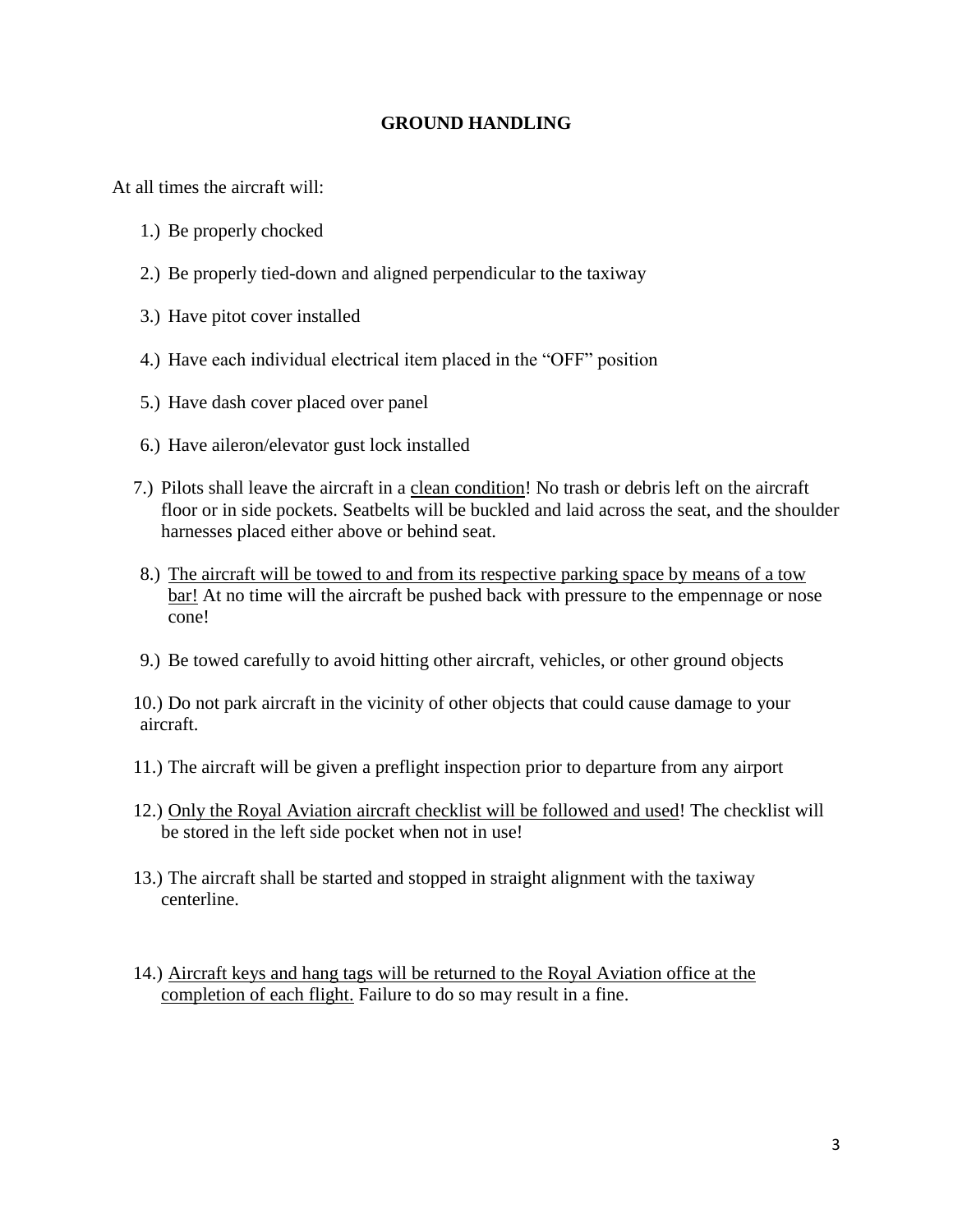## GROUND HANDLING

At all times the aircraft will:

1.) Be properly chocked

2.) Be properly tied-down and aligned perpendicular to the taxiway

3.) Have pitot cover installed

4.) Have each individual electrical item placed in the "OFF" position

5.) Have dash cover placed over panel

6.) Have aileron/elevator gust lock installed

7.) Pilots shall leave the aircraft in a <u>clean condition</u>! No trash or debris left on the aircraft floor or in side pockets. Seatbelts will be buckled and laid across the seat, and the shoulder harnesses placed either above or behind seat.

8.) <u>The aircraft will be towed to and from its respective parking space by means of a tow bar!</u> At no time will the aircraft be pushed back with pressure to the empennage or nose cone!

9.) Be towed carefully to avoid hitting other aircraft, vehicles, or other ground objects

10.) Do not park aircraft in the vicinity of other objects that could cause damage to your aircraft.

11.) The aircraft will be given a preflight inspection prior to departure from any airport

12.) <u>Only the Royal Aviation aircraft checklist will be followed and used</u>! The checklist will be stored in the left side pocket when not in use!

13.) The aircraft shall be started and stopped in straight alignment with the taxiway centerline.

14.) <u>Aircraft keys and hang tags will be returned to the Royal Aviation office at the completion of each flight.</u> Failure to do so may result in a fine.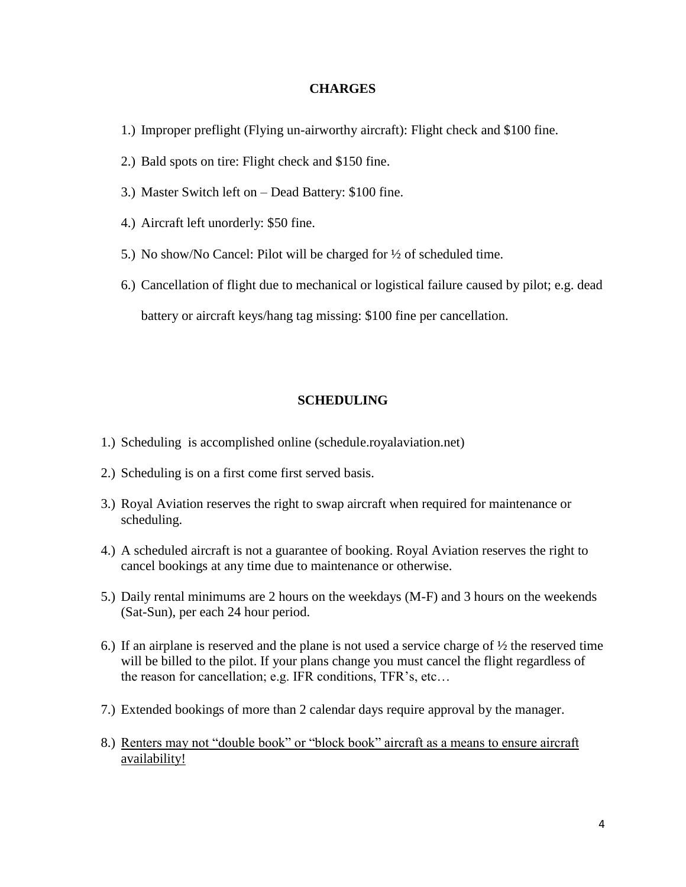## CHARGES

1.) Improper preflight (Flying un-airworthy aircraft): Flight check and $100 fine.

2.) Bald spots on tire: Flight check and $150 fine.

3.) Master Switch left on – Dead Battery: $100 fine.

4.) Aircraft left unorderly: $50 fine.

5.) No show/No Cancel: Pilot will be charged for ½ of scheduled time.

6.) Cancellation of flight due to mechanical or logistical failure caused by pilot; e.g. dead battery or aircraft keys/hang tag missing: $100 fine per cancellation.

## SCHEDULING

1.) Scheduling is accomplished online (schedule.royalaviation.net)

2.) Scheduling is on a first come first served basis.

3.) Royal Aviation reserves the right to swap aircraft when required for maintenance or scheduling.

4.) A scheduled aircraft is not a guarantee of booking. Royal Aviation reserves the right to cancel bookings at any time due to maintenance or otherwise.

5.) Daily rental minimums are 2 hours on the weekdays (M-F) and 3 hours on the weekends (Sat-Sun), per each 24 hour period.

6.) If an airplane is reserved and the plane is not used a service charge of ½ the reserved time will be billed to the pilot. If your plans change you must cancel the flight regardless of the reason for cancellation; e.g. IFR conditions, TFR's, etc…

7.) Extended bookings of more than 2 calendar days require approval by the manager.

8.) <u>Renters may not "double book" or "block book" aircraft as a means to ensure aircraft availability!</u>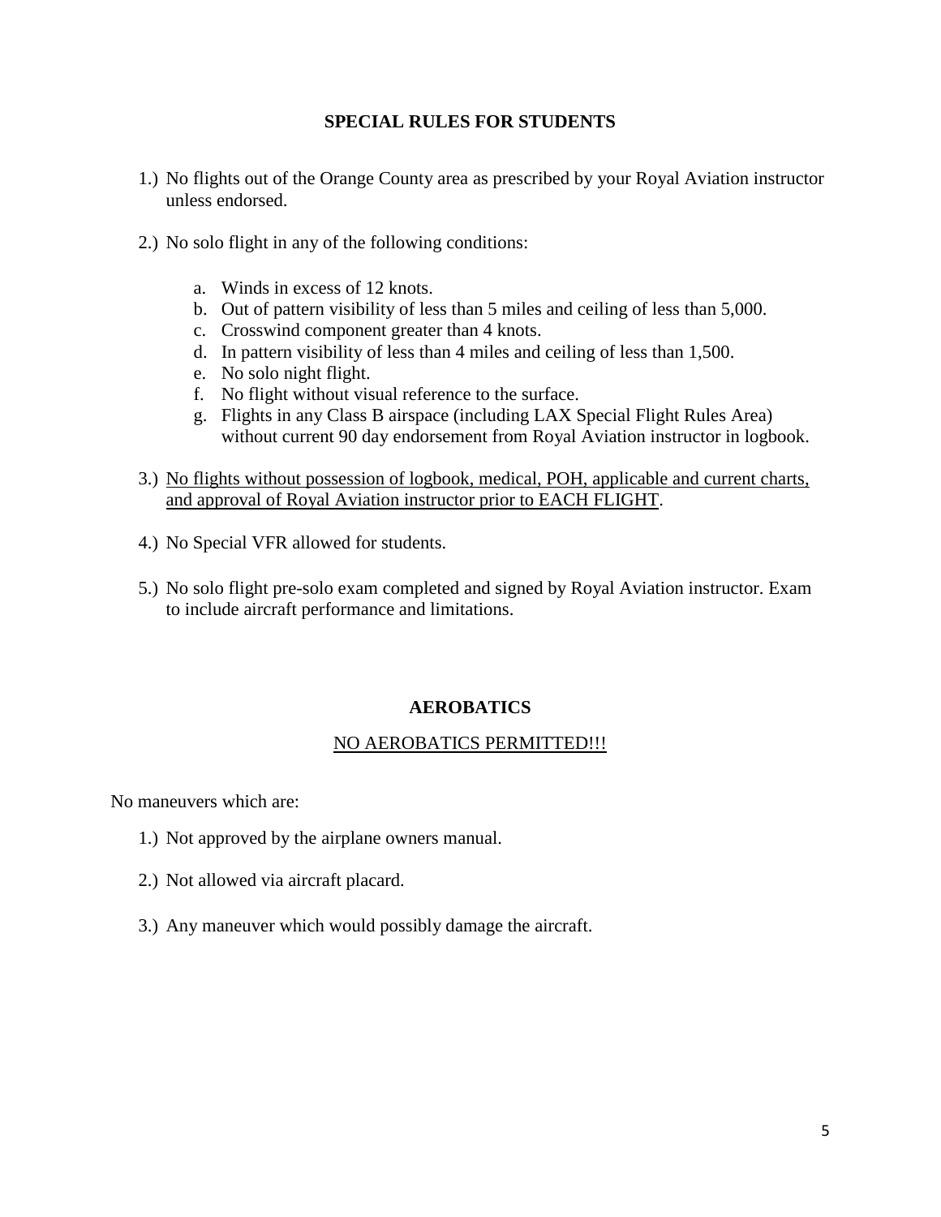## SPECIAL RULES FOR STUDENTS

1.) No flights out of the Orange County area as prescribed by your Royal Aviation instructor unless endorsed.

2.) No solo flight in any of the following conditions:

   a. Winds in excess of 12 knots.
   b. Out of pattern visibility of less than 5 miles and ceiling of less than 5,000.
   c. Crosswind component greater than 4 knots.
   d. In pattern visibility of less than 4 miles and ceiling of less than 1,500.
   e. No solo night flight.
   f. No flight without visual reference to the surface.
   g. Flights in any Class B airspace (including LAX Special Flight Rules Area) without current 90 day endorsement from Royal Aviation instructor in logbook.

3.) <u>No flights without possession of logbook, medical, POH, applicable and current charts, and approval of Royal Aviation instructor prior to EACH FLIGHT</u>.

4.) No Special VFR allowed for students.

5.) No solo flight pre-solo exam completed and signed by Royal Aviation instructor. Exam to include aircraft performance and limitations.

## AEROBATICS

<u>NO AEROBATICS PERMITTED!!!</u>

No maneuvers which are:

1.) Not approved by the airplane owners manual.

2.) Not allowed via aircraft placard.

3.) Any maneuver which would possibly damage the aircraft.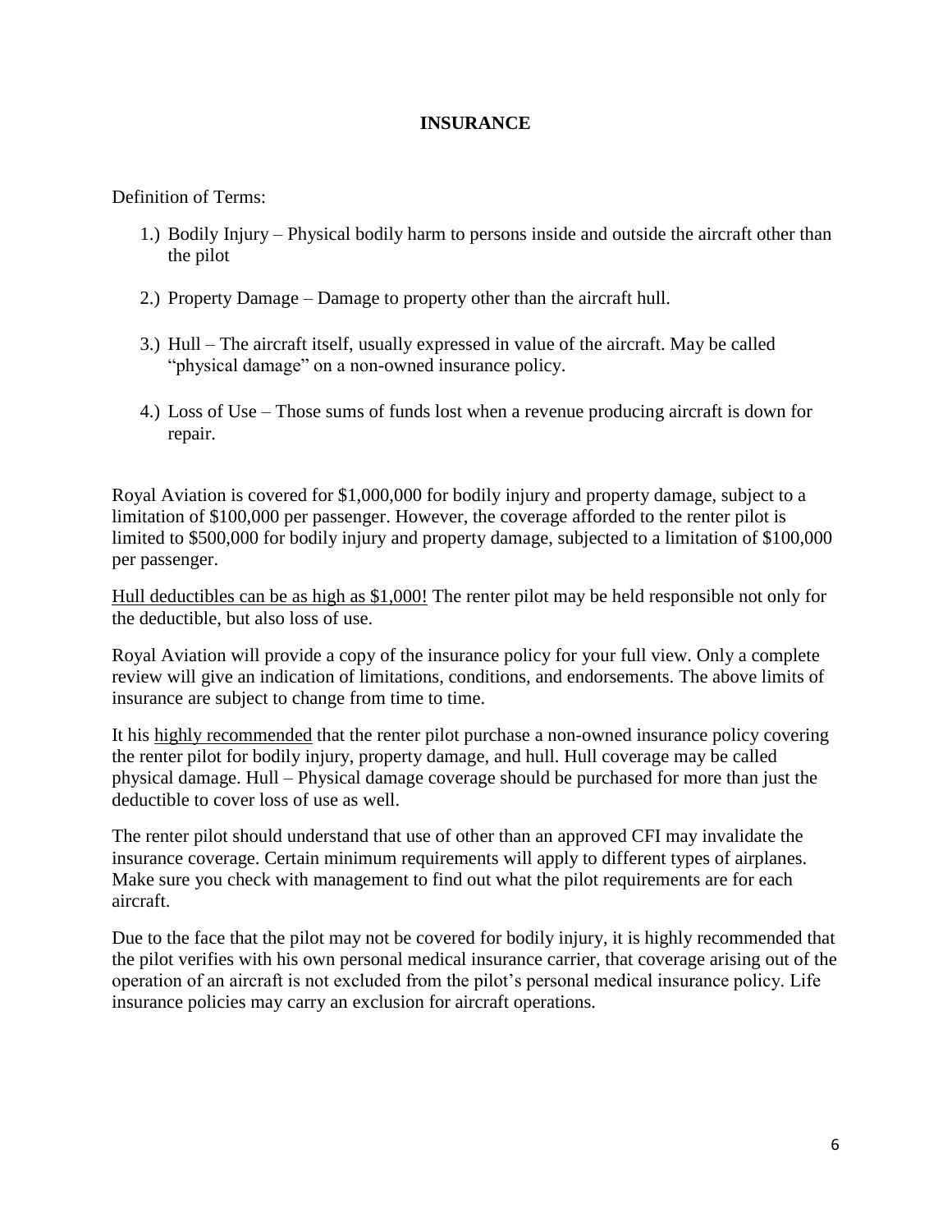# INSURANCE

Definition of Terms:

1.) Bodily Injury – Physical bodily harm to persons inside and outside the aircraft other than the pilot

2.) Property Damage – Damage to property other than the aircraft hull.

3.) Hull – The aircraft itself, usually expressed in value of the aircraft. May be called "physical damage" on a non-owned insurance policy.

4.) Loss of Use – Those sums of funds lost when a revenue producing aircraft is down for repair.

Royal Aviation is covered for $1,000,000 for bodily injury and property damage, subject to a limitation of $100,000 per passenger. However, the coverage afforded to the renter pilot is limited to $500,000 for bodily injury and property damage, subjected to a limitation of $100,000 per passenger.

<u>Hull deductibles can be as high as $1,000!</u> The renter pilot may be held responsible not only for the deductible, but also loss of use.

Royal Aviation will provide a copy of the insurance policy for your full view. Only a complete review will give an indication of limitations, conditions, and endorsements. The above limits of insurance are subject to change from time to time.

It his <u>highly recommended</u> that the renter pilot purchase a non-owned insurance policy covering the renter pilot for bodily injury, property damage, and hull. Hull coverage may be called physical damage. Hull – Physical damage coverage should be purchased for more than just the deductible to cover loss of use as well.

The renter pilot should understand that use of other than an approved CFI may invalidate the insurance coverage. Certain minimum requirements will apply to different types of airplanes. Make sure you check with management to find out what the pilot requirements are for each aircraft.

Due to the face that the pilot may not be covered for bodily injury, it is highly recommended that the pilot verifies with his own personal medical insurance carrier, that coverage arising out of the operation of an aircraft is not excluded from the pilot's personal medical insurance policy. Life insurance policies may carry an exclusion for aircraft operations.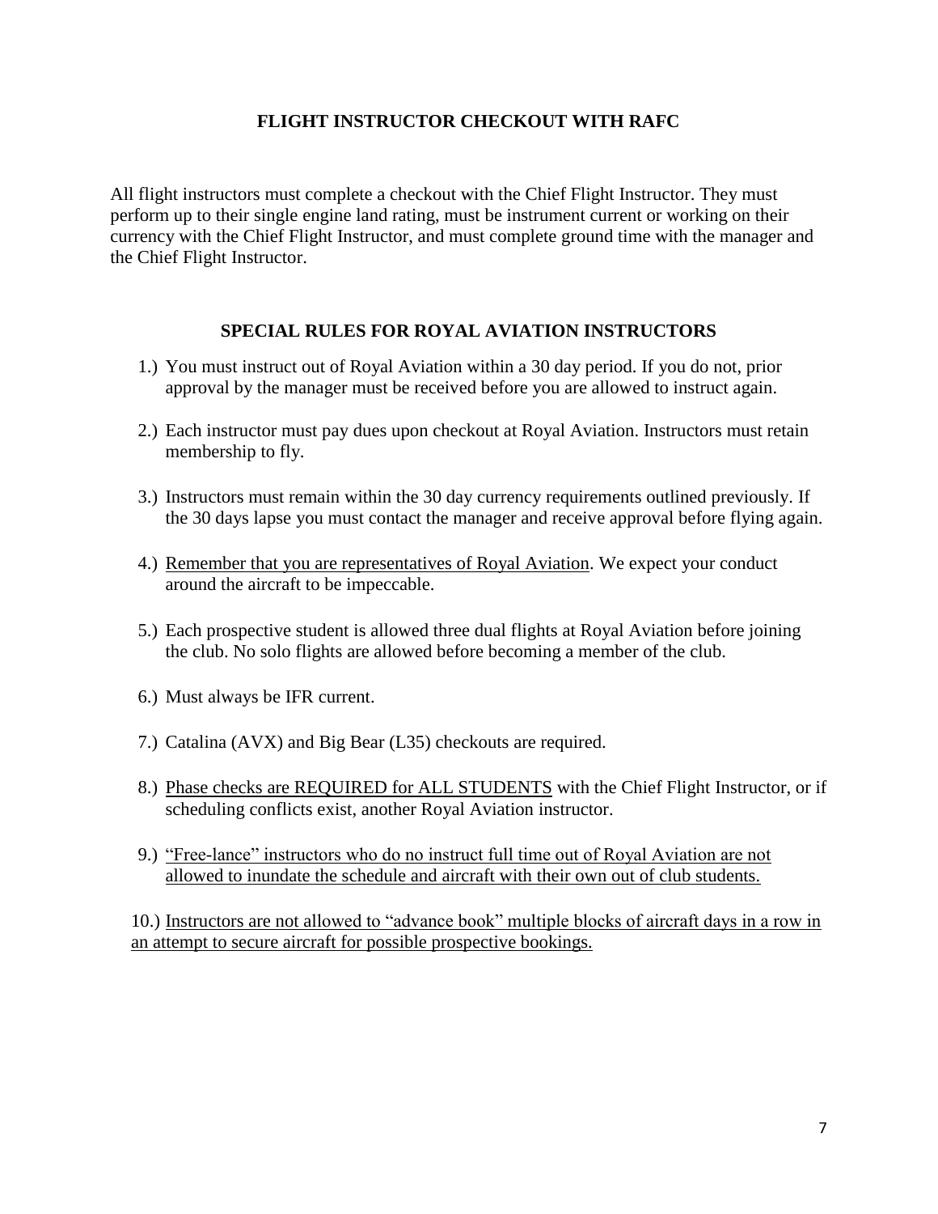## FLIGHT INSTRUCTOR CHECKOUT WITH RAFC

All flight instructors must complete a checkout with the Chief Flight Instructor. They must perform up to their single engine land rating, must be instrument current or working on their currency with the Chief Flight Instructor, and must complete ground time with the manager and the Chief Flight Instructor.

## SPECIAL RULES FOR ROYAL AVIATION INSTRUCTORS

1.) You must instruct out of Royal Aviation within a 30 day period. If you do not, prior approval by the manager must be received before you are allowed to instruct again.

2.) Each instructor must pay dues upon checkout at Royal Aviation. Instructors must retain membership to fly.

3.) Instructors must remain within the 30 day currency requirements outlined previously. If the 30 days lapse you must contact the manager and receive approval before flying again.

4.) <u>Remember that you are representatives of Royal Aviation</u>. We expect your conduct around the aircraft to be impeccable.

5.) Each prospective student is allowed three dual flights at Royal Aviation before joining the club. No solo flights are allowed before becoming a member of the club.

6.) Must always be IFR current.

7.) Catalina (AVX) and Big Bear (L35) checkouts are required.

8.) <u>Phase checks are REQUIRED for ALL STUDENTS</u> with the Chief Flight Instructor, or if scheduling conflicts exist, another Royal Aviation instructor.

9.) <u>"Free-lance" instructors who do no instruct full time out of Royal Aviation are not allowed to inundate the schedule and aircraft with their own out of club students.</u>

10.) <u>Instructors are not allowed to "advance book" multiple blocks of aircraft days in a row in an attempt to secure aircraft for possible prospective bookings.</u>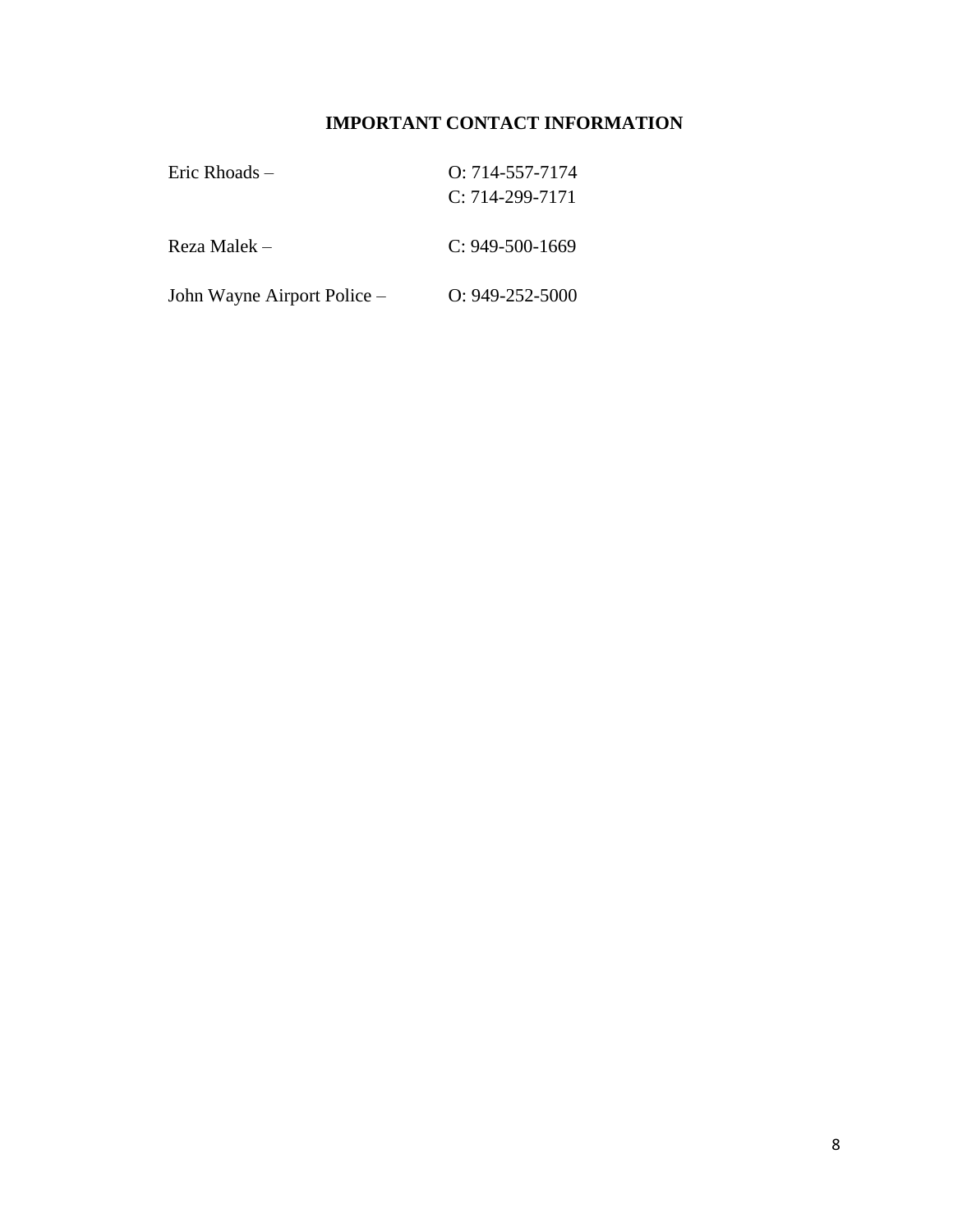## IMPORTANT CONTACT INFORMATION

| | |
|---|---|
| Eric Rhoads – | O: 714-557-7174<br>C: 714-299-7171 |
| Reza Malek – | C: 949-500-1669 |
| John Wayne Airport Police – | O: 949-252-5000 |